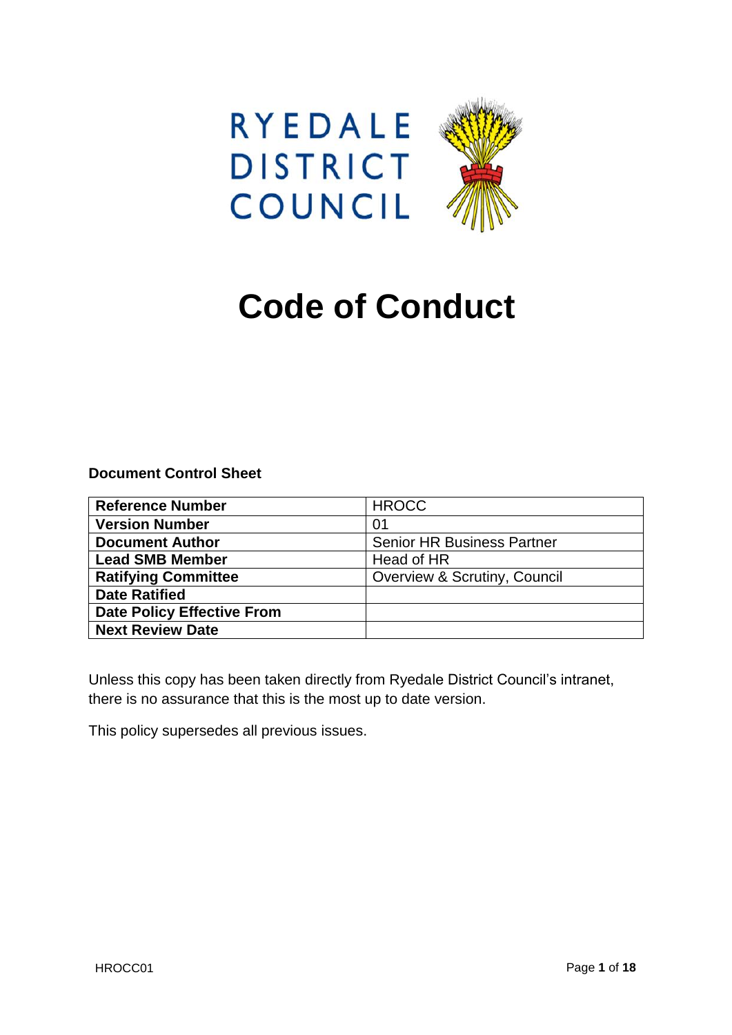RYEDALE DISTRICT COUNCIL

# Code of Conduct

**Document Control Sheet**

| | |
|---|---|
| **Reference Number** | HROCC |
| **Version Number** | 01 |
| **Document Author** | Senior HR Business Partner |
| **Lead SMB Member** | Head of HR |
| **Ratifying Committee** | Overview & Scrutiny, Council |
| **Date Ratified** | |
| **Date Policy Effective From** | |
| **Next Review Date** | |

Unless this copy has been taken directly from Ryedale District Council's intranet, there is no assurance that this is the most up to date version.

This policy supersedes all previous issues.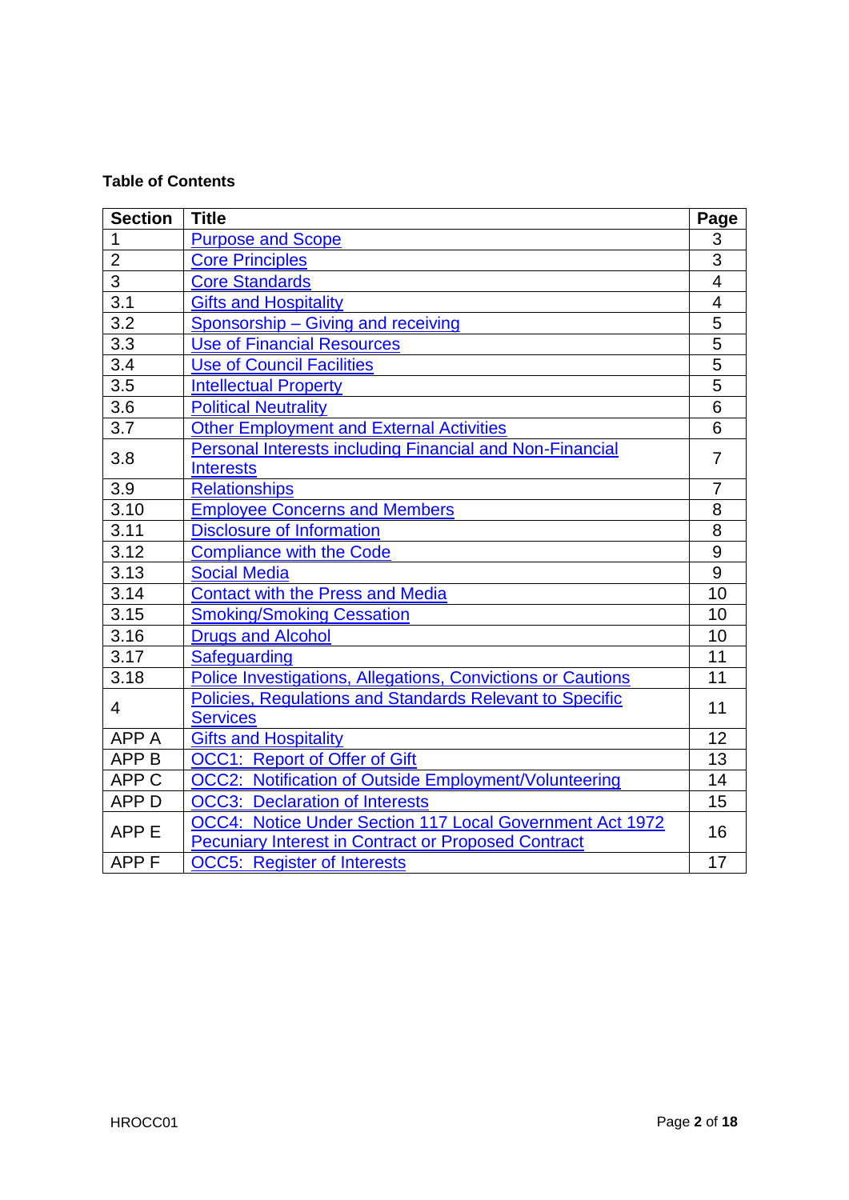**Table of Contents**

| Section | Title | Page |
|---|---|---|
| 1 | Purpose and Scope | 3 |
| 2 | Core Principles | 3 |
| 3 | Core Standards | 4 |
| 3.1 | Gifts and Hospitality | 4 |
| 3.2 | Sponsorship – Giving and receiving | 5 |
| 3.3 | Use of Financial Resources | 5 |
| 3.4 | Use of Council Facilities | 5 |
| 3.5 | Intellectual Property | 5 |
| 3.6 | Political Neutrality | 6 |
| 3.7 | Other Employment and External Activities | 6 |
| 3.8 | Personal Interests including Financial and Non-Financial Interests | 7 |
| 3.9 | Relationships | 7 |
| 3.10 | Employee Concerns and Members | 8 |
| 3.11 | Disclosure of Information | 8 |
| 3.12 | Compliance with the Code | 9 |
| 3.13 | Social Media | 9 |
| 3.14 | Contact with the Press and Media | 10 |
| 3.15 | Smoking/Smoking Cessation | 10 |
| 3.16 | Drugs and Alcohol | 10 |
| 3.17 | Safeguarding | 11 |
| 3.18 | Police Investigations, Allegations, Convictions or Cautions | 11 |
| 4 | Policies, Regulations and Standards Relevant to Specific Services | 11 |
| APP A | Gifts and Hospitality | 12 |
| APP B | OCC1: Report of Offer of Gift | 13 |
| APP C | OCC2: Notification of Outside Employment/Volunteering | 14 |
| APP D | OCC3: Declaration of Interests | 15 |
| APP E | OCC4: Notice Under Section 117 Local Government Act 1972 Pecuniary Interest in Contract or Proposed Contract | 16 |
| APP F | OCC5: Register of Interests | 17 |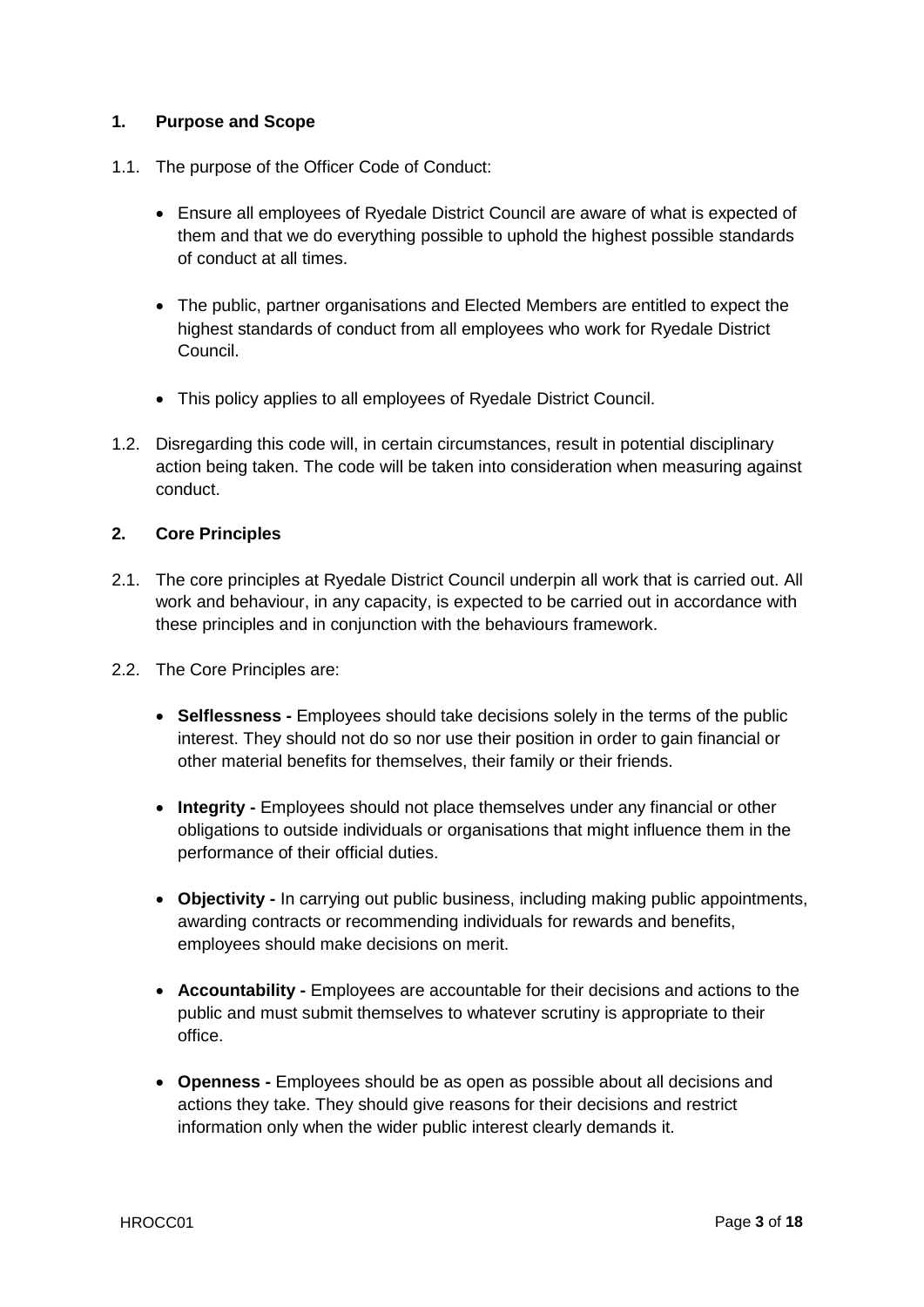## 1. Purpose and Scope

1.1. The purpose of the Officer Code of Conduct:

- Ensure all employees of Ryedale District Council are aware of what is expected of them and that we do everything possible to uphold the highest possible standards of conduct at all times.
- The public, partner organisations and Elected Members are entitled to expect the highest standards of conduct from all employees who work for Ryedale District Council.
- This policy applies to all employees of Ryedale District Council.

1.2. Disregarding this code will, in certain circumstances, result in potential disciplinary action being taken. The code will be taken into consideration when measuring against conduct.

## 2. Core Principles

2.1. The core principles at Ryedale District Council underpin all work that is carried out. All work and behaviour, in any capacity, is expected to be carried out in accordance with these principles and in conjunction with the behaviours framework.

2.2. The Core Principles are:

- **Selflessness -** Employees should take decisions solely in the terms of the public interest. They should not do so nor use their position in order to gain financial or other material benefits for themselves, their family or their friends.
- **Integrity -** Employees should not place themselves under any financial or other obligations to outside individuals or organisations that might influence them in the performance of their official duties.
- **Objectivity -** In carrying out public business, including making public appointments, awarding contracts or recommending individuals for rewards and benefits, employees should make decisions on merit.
- **Accountability -** Employees are accountable for their decisions and actions to the public and must submit themselves to whatever scrutiny is appropriate to their office.
- **Openness -** Employees should be as open as possible about all decisions and actions they take. They should give reasons for their decisions and restrict information only when the wider public interest clearly demands it.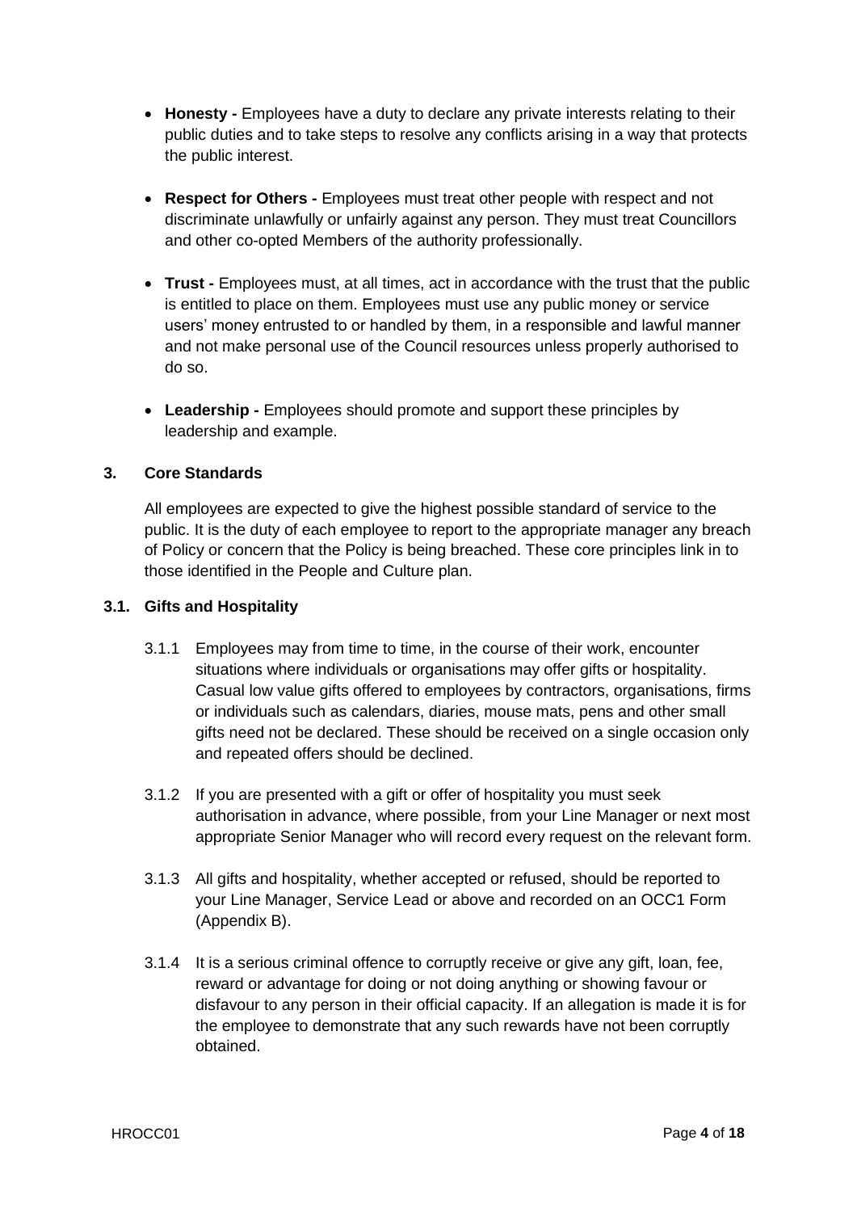- **Honesty -** Employees have a duty to declare any private interests relating to their public duties and to take steps to resolve any conflicts arising in a way that protects the public interest.

- **Respect for Others -** Employees must treat other people with respect and not discriminate unlawfully or unfairly against any person. They must treat Councillors and other co-opted Members of the authority professionally.

- **Trust -** Employees must, at all times, act in accordance with the trust that the public is entitled to place on them. Employees must use any public money or service users' money entrusted to or handled by them, in a responsible and lawful manner and not make personal use of the Council resources unless properly authorised to do so.

- **Leadership -** Employees should promote and support these principles by leadership and example.

## 3. Core Standards

All employees are expected to give the highest possible standard of service to the public. It is the duty of each employee to report to the appropriate manager any breach of Policy or concern that the Policy is being breached. These core principles link in to those identified in the People and Culture plan.

### 3.1. Gifts and Hospitality

3.1.1 Employees may from time to time, in the course of their work, encounter situations where individuals or organisations may offer gifts or hospitality. Casual low value gifts offered to employees by contractors, organisations, firms or individuals such as calendars, diaries, mouse mats, pens and other small gifts need not be declared. These should be received on a single occasion only and repeated offers should be declined.

3.1.2 If you are presented with a gift or offer of hospitality you must seek authorisation in advance, where possible, from your Line Manager or next most appropriate Senior Manager who will record every request on the relevant form.

3.1.3 All gifts and hospitality, whether accepted or refused, should be reported to your Line Manager, Service Lead or above and recorded on an OCC1 Form (Appendix B).

3.1.4 It is a serious criminal offence to corruptly receive or give any gift, loan, fee, reward or advantage for doing or not doing anything or showing favour or disfavour to any person in their official capacity. If an allegation is made it is for the employee to demonstrate that any such rewards have not been corruptly obtained.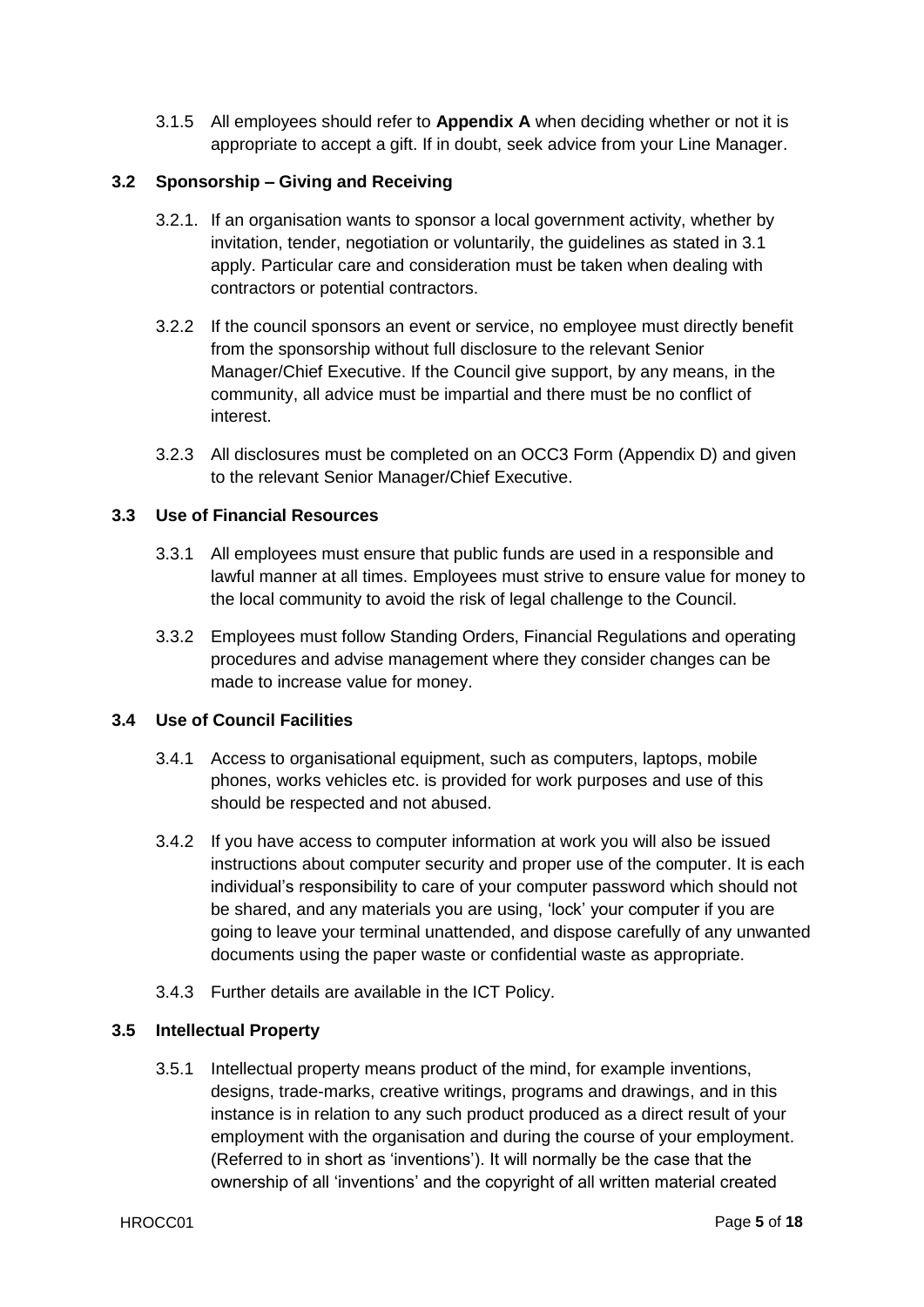3.1.5 All employees should refer to **Appendix A** when deciding whether or not it is appropriate to accept a gift. If in doubt, seek advice from your Line Manager.

### 3.2 Sponsorship – Giving and Receiving

3.2.1. If an organisation wants to sponsor a local government activity, whether by invitation, tender, negotiation or voluntarily, the guidelines as stated in 3.1 apply. Particular care and consideration must be taken when dealing with contractors or potential contractors.

3.2.2 If the council sponsors an event or service, no employee must directly benefit from the sponsorship without full disclosure to the relevant Senior Manager/Chief Executive. If the Council give support, by any means, in the community, all advice must be impartial and there must be no conflict of interest.

3.2.3 All disclosures must be completed on an OCC3 Form (Appendix D) and given to the relevant Senior Manager/Chief Executive.

### 3.3 Use of Financial Resources

3.3.1 All employees must ensure that public funds are used in a responsible and lawful manner at all times. Employees must strive to ensure value for money to the local community to avoid the risk of legal challenge to the Council.

3.3.2 Employees must follow Standing Orders, Financial Regulations and operating procedures and advise management where they consider changes can be made to increase value for money.

### 3.4 Use of Council Facilities

3.4.1 Access to organisational equipment, such as computers, laptops, mobile phones, works vehicles etc. is provided for work purposes and use of this should be respected and not abused.

3.4.2 If you have access to computer information at work you will also be issued instructions about computer security and proper use of the computer. It is each individual's responsibility to care of your computer password which should not be shared, and any materials you are using, 'lock' your computer if you are going to leave your terminal unattended, and dispose carefully of any unwanted documents using the paper waste or confidential waste as appropriate.

3.4.3 Further details are available in the ICT Policy.

### 3.5 Intellectual Property

3.5.1 Intellectual property means product of the mind, for example inventions, designs, trade-marks, creative writings, programs and drawings, and in this instance is in relation to any such product produced as a direct result of your employment with the organisation and during the course of your employment. (Referred to in short as 'inventions'). It will normally be the case that the ownership of all 'inventions' and the copyright of all written material created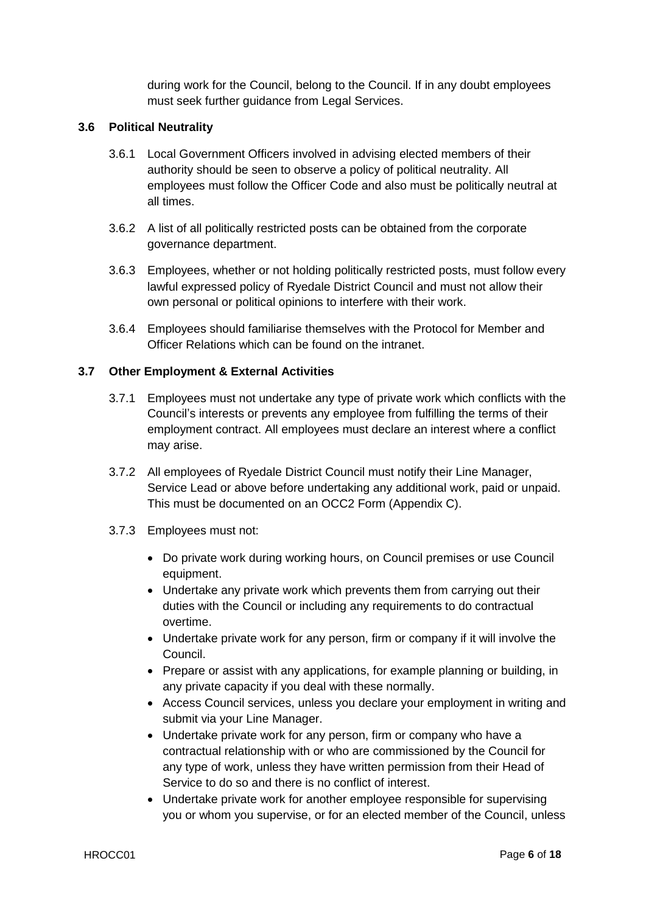during work for the Council, belong to the Council. If in any doubt employees must seek further guidance from Legal Services.

### 3.6 Political Neutrality

3.6.1 Local Government Officers involved in advising elected members of their authority should be seen to observe a policy of political neutrality. All employees must follow the Officer Code and also must be politically neutral at all times.

3.6.2 A list of all politically restricted posts can be obtained from the corporate governance department.

3.6.3 Employees, whether or not holding politically restricted posts, must follow every lawful expressed policy of Ryedale District Council and must not allow their own personal or political opinions to interfere with their work.

3.6.4 Employees should familiarise themselves with the Protocol for Member and Officer Relations which can be found on the intranet.

### 3.7 Other Employment & External Activities

3.7.1 Employees must not undertake any type of private work which conflicts with the Council's interests or prevents any employee from fulfilling the terms of their employment contract. All employees must declare an interest where a conflict may arise.

3.7.2 All employees of Ryedale District Council must notify their Line Manager, Service Lead or above before undertaking any additional work, paid or unpaid. This must be documented on an OCC2 Form (Appendix C).

3.7.3 Employees must not:

- Do private work during working hours, on Council premises or use Council equipment.
- Undertake any private work which prevents them from carrying out their duties with the Council or including any requirements to do contractual overtime.
- Undertake private work for any person, firm or company if it will involve the Council.
- Prepare or assist with any applications, for example planning or building, in any private capacity if you deal with these normally.
- Access Council services, unless you declare your employment in writing and submit via your Line Manager.
- Undertake private work for any person, firm or company who have a contractual relationship with or who are commissioned by the Council for any type of work, unless they have written permission from their Head of Service to do so and there is no conflict of interest.
- Undertake private work for another employee responsible for supervising you or whom you supervise, or for an elected member of the Council, unless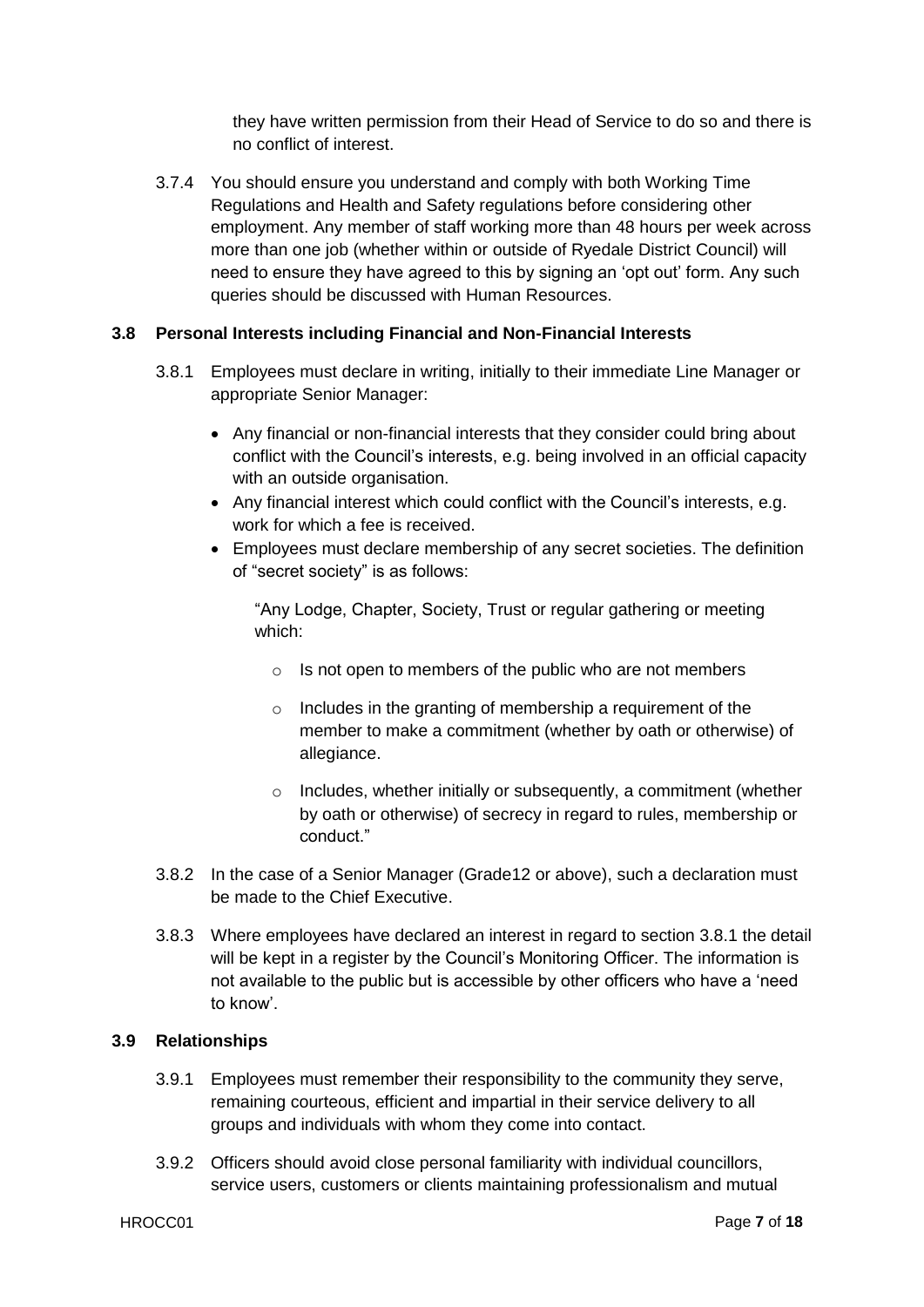they have written permission from their Head of Service to do so and there is no conflict of interest.

3.7.4 You should ensure you understand and comply with both Working Time Regulations and Health and Safety regulations before considering other employment. Any member of staff working more than 48 hours per week across more than one job (whether within or outside of Ryedale District Council) will need to ensure they have agreed to this by signing an 'opt out' form. Any such queries should be discussed with Human Resources.

### 3.8 Personal Interests including Financial and Non-Financial Interests

3.8.1 Employees must declare in writing, initially to their immediate Line Manager or appropriate Senior Manager:

- Any financial or non-financial interests that they consider could bring about conflict with the Council's interests, e.g. being involved in an official capacity with an outside organisation.
- Any financial interest which could conflict with the Council's interests, e.g. work for which a fee is received.
- Employees must declare membership of any secret societies. The definition of "secret society" is as follows:

  "Any Lodge, Chapter, Society, Trust or regular gathering or meeting which:

  - Is not open to members of the public who are not members
  - Includes in the granting of membership a requirement of the member to make a commitment (whether by oath or otherwise) of allegiance.
  - Includes, whether initially or subsequently, a commitment (whether by oath or otherwise) of secrecy in regard to rules, membership or conduct."

3.8.2 In the case of a Senior Manager (Grade12 or above), such a declaration must be made to the Chief Executive.

3.8.3 Where employees have declared an interest in regard to section 3.8.1 the detail will be kept in a register by the Council's Monitoring Officer. The information is not available to the public but is accessible by other officers who have a 'need to know'.

### 3.9 Relationships

3.9.1 Employees must remember their responsibility to the community they serve, remaining courteous, efficient and impartial in their service delivery to all groups and individuals with whom they come into contact.

3.9.2 Officers should avoid close personal familiarity with individual councillors, service users, customers or clients maintaining professionalism and mutual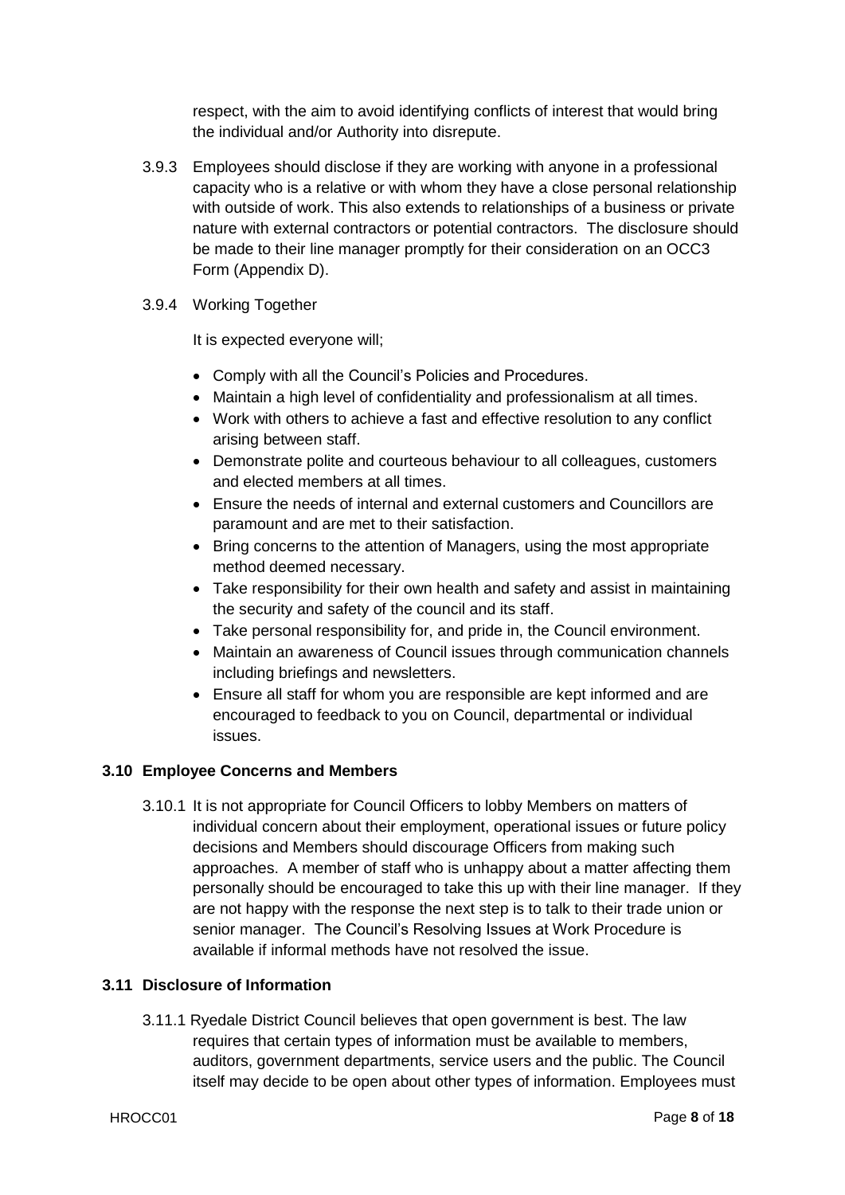respect, with the aim to avoid identifying conflicts of interest that would bring the individual and/or Authority into disrepute.

3.9.3 Employees should disclose if they are working with anyone in a professional capacity who is a relative or with whom they have a close personal relationship with outside of work. This also extends to relationships of a business or private nature with external contractors or potential contractors. The disclosure should be made to their line manager promptly for their consideration on an OCC3 Form (Appendix D).

3.9.4 Working Together

It is expected everyone will;

- Comply with all the Council's Policies and Procedures.
- Maintain a high level of confidentiality and professionalism at all times.
- Work with others to achieve a fast and effective resolution to any conflict arising between staff.
- Demonstrate polite and courteous behaviour to all colleagues, customers and elected members at all times.
- Ensure the needs of internal and external customers and Councillors are paramount and are met to their satisfaction.
- Bring concerns to the attention of Managers, using the most appropriate method deemed necessary.
- Take responsibility for their own health and safety and assist in maintaining the security and safety of the council and its staff.
- Take personal responsibility for, and pride in, the Council environment.
- Maintain an awareness of Council issues through communication channels including briefings and newsletters.
- Ensure all staff for whom you are responsible are kept informed and are encouraged to feedback to you on Council, departmental or individual issues.

### 3.10 Employee Concerns and Members

3.10.1 It is not appropriate for Council Officers to lobby Members on matters of individual concern about their employment, operational issues or future policy decisions and Members should discourage Officers from making such approaches. A member of staff who is unhappy about a matter affecting them personally should be encouraged to take this up with their line manager. If they are not happy with the response the next step is to talk to their trade union or senior manager. The Council's Resolving Issues at Work Procedure is available if informal methods have not resolved the issue.

### 3.11 Disclosure of Information

3.11.1 Ryedale District Council believes that open government is best. The law requires that certain types of information must be available to members, auditors, government departments, service users and the public. The Council itself may decide to be open about other types of information. Employees must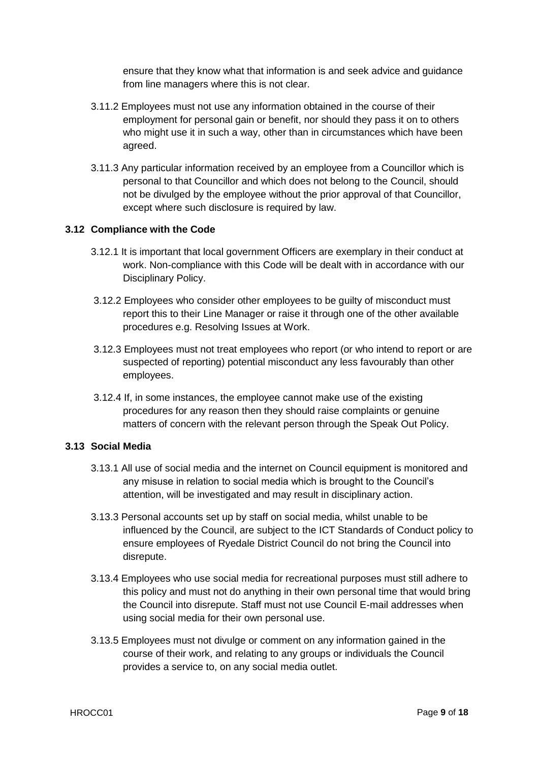ensure that they know what that information is and seek advice and guidance from line managers where this is not clear.

3.11.2 Employees must not use any information obtained in the course of their employment for personal gain or benefit, nor should they pass it on to others who might use it in such a way, other than in circumstances which have been agreed.

3.11.3 Any particular information received by an employee from a Councillor which is personal to that Councillor and which does not belong to the Council, should not be divulged by the employee without the prior approval of that Councillor, except where such disclosure is required by law.

### 3.12 Compliance with the Code

3.12.1 It is important that local government Officers are exemplary in their conduct at work. Non-compliance with this Code will be dealt with in accordance with our Disciplinary Policy.

3.12.2 Employees who consider other employees to be guilty of misconduct must report this to their Line Manager or raise it through one of the other available procedures e.g. Resolving Issues at Work.

3.12.3 Employees must not treat employees who report (or who intend to report or are suspected of reporting) potential misconduct any less favourably than other employees.

3.12.4 If, in some instances, the employee cannot make use of the existing procedures for any reason then they should raise complaints or genuine matters of concern with the relevant person through the Speak Out Policy.

### 3.13 Social Media

3.13.1 All use of social media and the internet on Council equipment is monitored and any misuse in relation to social media which is brought to the Council's attention, will be investigated and may result in disciplinary action.

3.13.3 Personal accounts set up by staff on social media, whilst unable to be influenced by the Council, are subject to the ICT Standards of Conduct policy to ensure employees of Ryedale District Council do not bring the Council into disrepute.

3.13.4 Employees who use social media for recreational purposes must still adhere to this policy and must not do anything in their own personal time that would bring the Council into disrepute. Staff must not use Council E-mail addresses when using social media for their own personal use.

3.13.5 Employees must not divulge or comment on any information gained in the course of their work, and relating to any groups or individuals the Council provides a service to, on any social media outlet.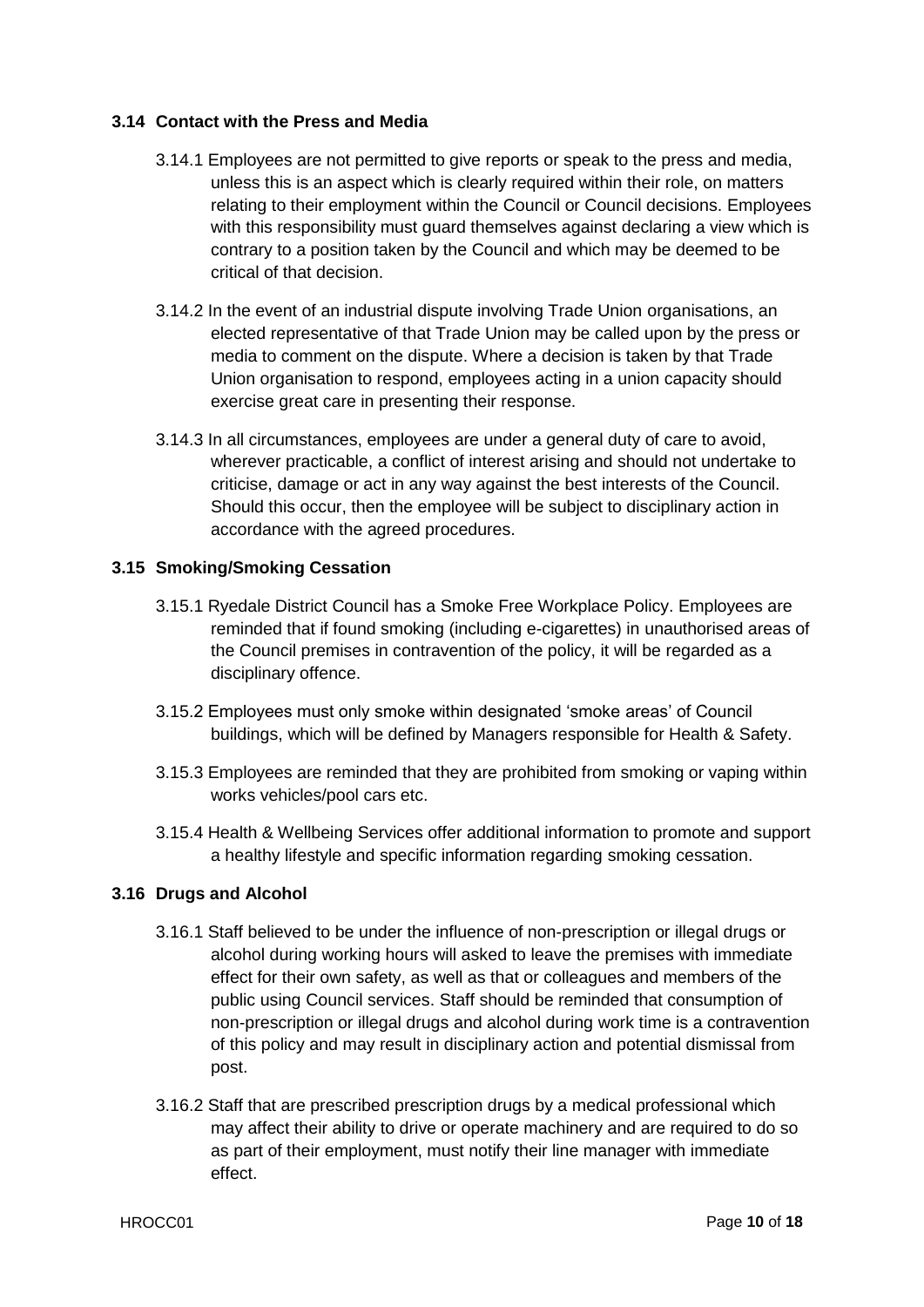### 3.14 Contact with the Press and Media

3.14.1 Employees are not permitted to give reports or speak to the press and media, unless this is an aspect which is clearly required within their role, on matters relating to their employment within the Council or Council decisions. Employees with this responsibility must guard themselves against declaring a view which is contrary to a position taken by the Council and which may be deemed to be critical of that decision.

3.14.2 In the event of an industrial dispute involving Trade Union organisations, an elected representative of that Trade Union may be called upon by the press or media to comment on the dispute. Where a decision is taken by that Trade Union organisation to respond, employees acting in a union capacity should exercise great care in presenting their response.

3.14.3 In all circumstances, employees are under a general duty of care to avoid, wherever practicable, a conflict of interest arising and should not undertake to criticise, damage or act in any way against the best interests of the Council. Should this occur, then the employee will be subject to disciplinary action in accordance with the agreed procedures.

### 3.15 Smoking/Smoking Cessation

3.15.1 Ryedale District Council has a Smoke Free Workplace Policy. Employees are reminded that if found smoking (including e-cigarettes) in unauthorised areas of the Council premises in contravention of the policy, it will be regarded as a disciplinary offence.

3.15.2 Employees must only smoke within designated 'smoke areas' of Council buildings, which will be defined by Managers responsible for Health & Safety.

3.15.3 Employees are reminded that they are prohibited from smoking or vaping within works vehicles/pool cars etc.

3.15.4 Health & Wellbeing Services offer additional information to promote and support a healthy lifestyle and specific information regarding smoking cessation.

### 3.16 Drugs and Alcohol

3.16.1 Staff believed to be under the influence of non-prescription or illegal drugs or alcohol during working hours will asked to leave the premises with immediate effect for their own safety, as well as that or colleagues and members of the public using Council services. Staff should be reminded that consumption of non-prescription or illegal drugs and alcohol during work time is a contravention of this policy and may result in disciplinary action and potential dismissal from post.

3.16.2 Staff that are prescribed prescription drugs by a medical professional which may affect their ability to drive or operate machinery and are required to do so as part of their employment, must notify their line manager with immediate effect.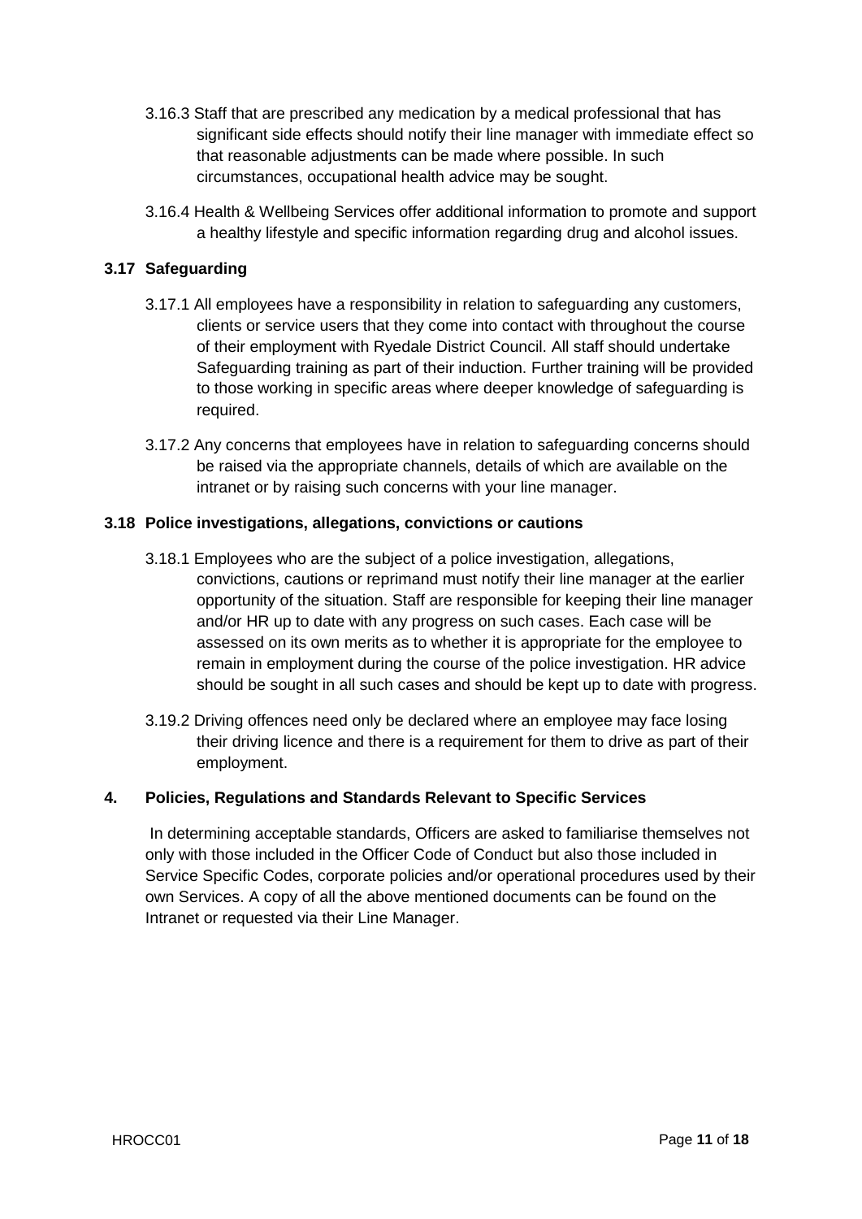3.16.3 Staff that are prescribed any medication by a medical professional that has significant side effects should notify their line manager with immediate effect so that reasonable adjustments can be made where possible. In such circumstances, occupational health advice may be sought.

3.16.4 Health & Wellbeing Services offer additional information to promote and support a healthy lifestyle and specific information regarding drug and alcohol issues.

### 3.17 Safeguarding

3.17.1 All employees have a responsibility in relation to safeguarding any customers, clients or service users that they come into contact with throughout the course of their employment with Ryedale District Council. All staff should undertake Safeguarding training as part of their induction. Further training will be provided to those working in specific areas where deeper knowledge of safeguarding is required.

3.17.2 Any concerns that employees have in relation to safeguarding concerns should be raised via the appropriate channels, details of which are available on the intranet or by raising such concerns with your line manager.

### 3.18 Police investigations, allegations, convictions or cautions

3.18.1 Employees who are the subject of a police investigation, allegations, convictions, cautions or reprimand must notify their line manager at the earlier opportunity of the situation. Staff are responsible for keeping their line manager and/or HR up to date with any progress on such cases. Each case will be assessed on its own merits as to whether it is appropriate for the employee to remain in employment during the course of the police investigation. HR advice should be sought in all such cases and should be kept up to date with progress.

3.19.2 Driving offences need only be declared where an employee may face losing their driving licence and there is a requirement for them to drive as part of their employment.

## 4. Policies, Regulations and Standards Relevant to Specific Services

In determining acceptable standards, Officers are asked to familiarise themselves not only with those included in the Officer Code of Conduct but also those included in Service Specific Codes, corporate policies and/or operational procedures used by their own Services. A copy of all the above mentioned documents can be found on the Intranet or requested via their Line Manager.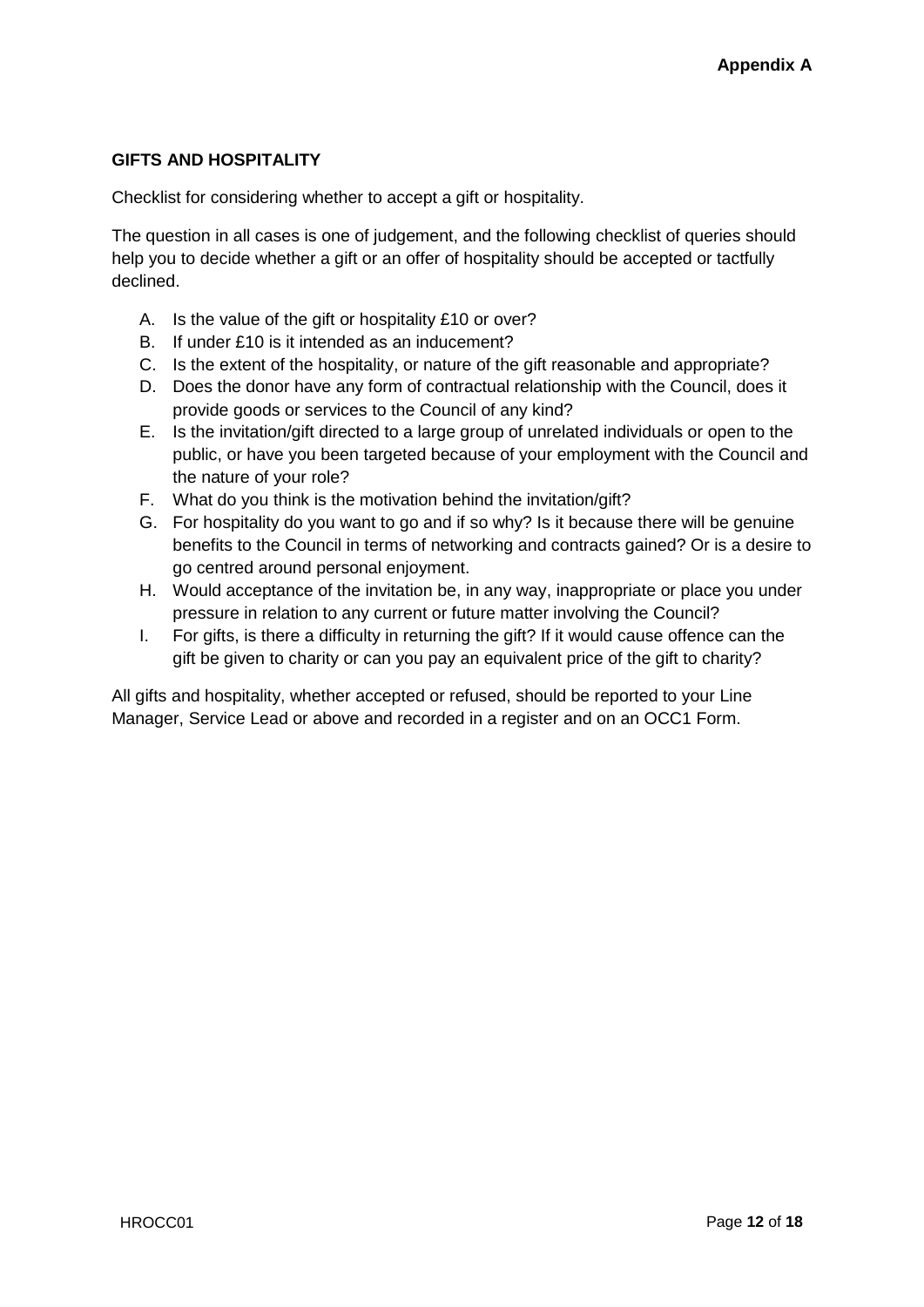**Appendix A**

## GIFTS AND HOSPITALITY

Checklist for considering whether to accept a gift or hospitality.

The question in all cases is one of judgement, and the following checklist of queries should help you to decide whether a gift or an offer of hospitality should be accepted or tactfully declined.

A. Is the value of the gift or hospitality £10 or over?
B. If under £10 is it intended as an inducement?
C. Is the extent of the hospitality, or nature of the gift reasonable and appropriate?
D. Does the donor have any form of contractual relationship with the Council, does it provide goods or services to the Council of any kind?
E. Is the invitation/gift directed to a large group of unrelated individuals or open to the public, or have you been targeted because of your employment with the Council and the nature of your role?
F. What do you think is the motivation behind the invitation/gift?
G. For hospitality do you want to go and if so why? Is it because there will be genuine benefits to the Council in terms of networking and contracts gained? Or is a desire to go centred around personal enjoyment.
H. Would acceptance of the invitation be, in any way, inappropriate or place you under pressure in relation to any current or future matter involving the Council?
I. For gifts, is there a difficulty in returning the gift? If it would cause offence can the gift be given to charity or can you pay an equivalent price of the gift to charity?

All gifts and hospitality, whether accepted or refused, should be reported to your Line Manager, Service Lead or above and recorded in a register and on an OCC1 Form.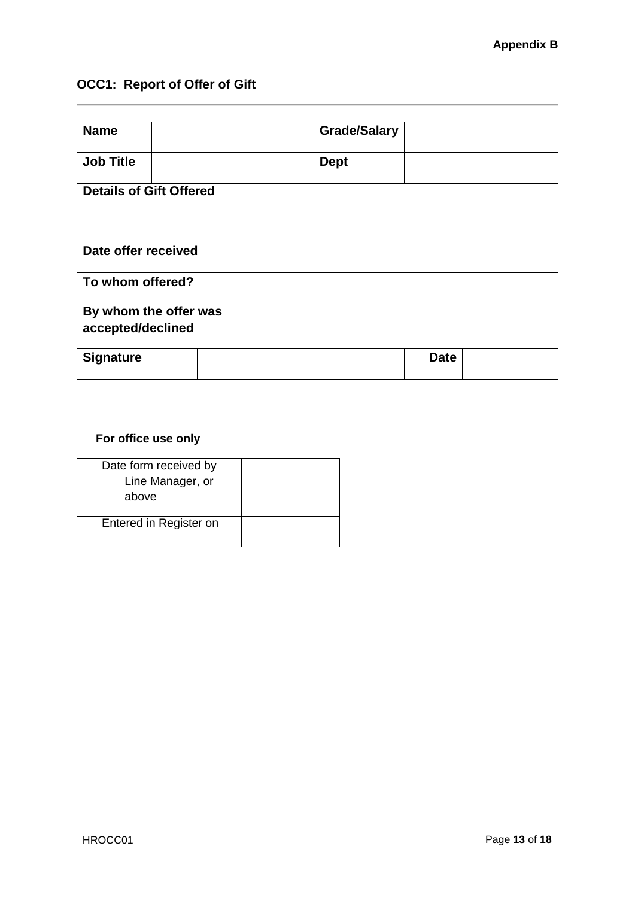Appendix B

## OCC1: Report of Offer of Gift

| | | | |
|---|---|---|---|
| **Name** | | **Grade/Salary** | |
| **Job Title** | | **Dept** | |
| **Details of Gift Offered** | | | |
| | | | |
| **Date offer received** | | | |
| **To whom offered?** | | | |
| **By whom the offer was accepted/declined** | | | |
| **Signature** | | **Date** | |

**For office use only**

| | |
|---|---|
| Date form received by Line Manager, or above | |
| Entered in Register on | |

HROCC01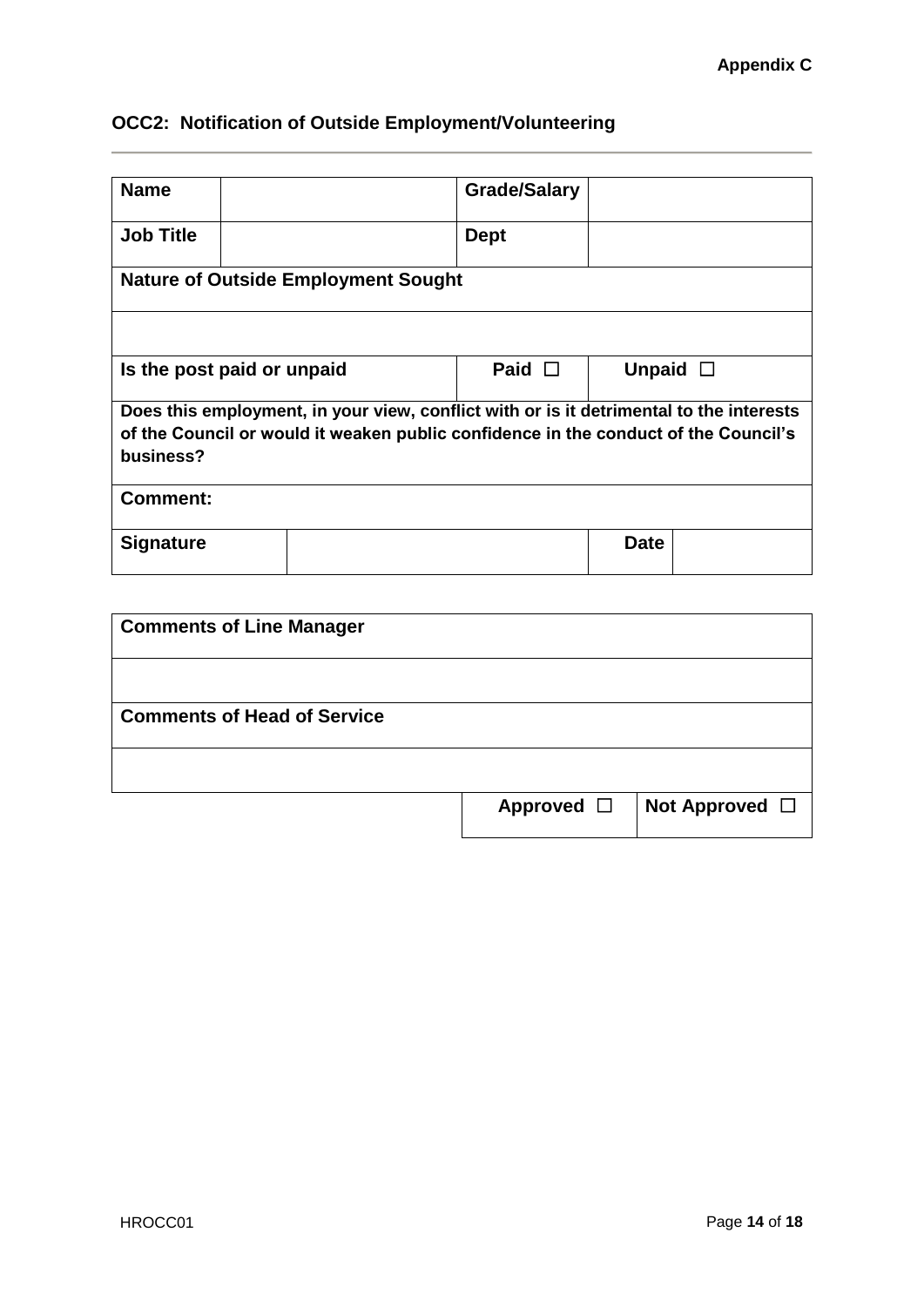**Appendix C**

## OCC2: Notification of Outside Employment/Volunteering

| | | | |
|---|---|---|---|
| **Name** | | **Grade/Salary** | |
| **Job Title** | | **Dept** | |
| **Nature of Outside Employment Sought** | | | |
| | | | |
| **Is the post paid or unpaid** | | **Paid ☐** | **Unpaid ☐** |
| **Does this employment, in your view, conflict with or is it detrimental to the interests of the Council or would it weaken public confidence in the conduct of the Council's business?** | | | |
| **Comment:** | | | |
| **Signature** | | **Date** | |

| | | |
|---|---|---|
| **Comments of Line Manager** | | |
| | | |
| **Comments of Head of Service** | | |
| | | |
| | **Approved ☐** | **Not Approved ☐** |

HROCC01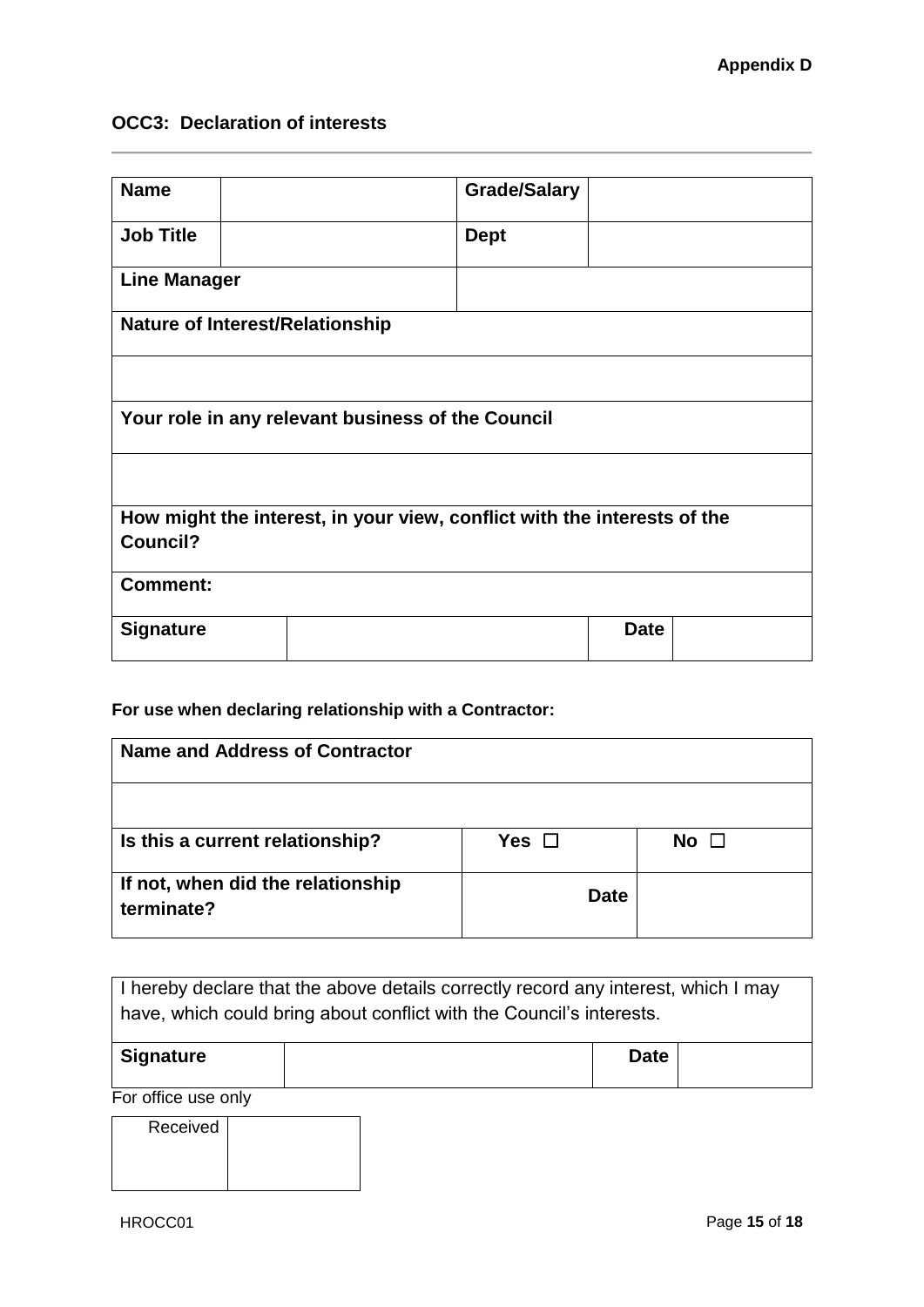Appendix D

## OCC3: Declaration of interests

| | | | |
|---|---|---|---|
| **Name** | | **Grade/Salary** | |
| **Job Title** | | **Dept** | |
| **Line Manager** | | | |
| **Nature of Interest/Relationship** | | | |
| | | | |
| **Your role in any relevant business of the Council** | | | |
| | | | |
| **How might the interest, in your view, conflict with the interests of the Council?** | | | |
| **Comment:** | | | |
| **Signature** | | **Date** | |

**For use when declaring relationship with a Contractor:**

| | | |
|---|---|---|
| **Name and Address of Contractor** | | |
| | | |
| **Is this a current relationship?** | **Yes** ☐ | **No** ☐ |
| **If not, when did the relationship terminate?** | **Date** | |

| | | | |
|---|---|---|---|
| I hereby declare that the above details correctly record any interest, which I may have, which could bring about conflict with the Council's interests. | | | |
| **Signature** | | **Date** | |

For office use only

| | |
|---|---|
| Received | |

HROCC01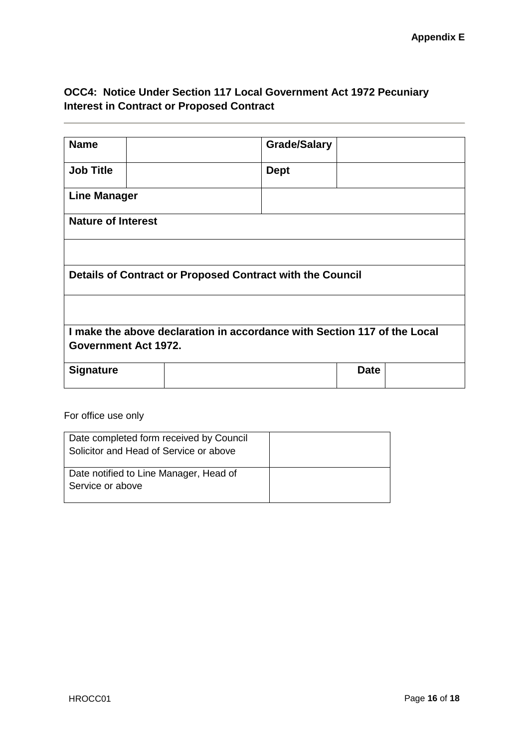Appendix E

## OCC4: Notice Under Section 117 Local Government Act 1972 Pecuniary Interest in Contract or Proposed Contract

| | | | |
|---|---|---|---|
| **Name** | | **Grade/Salary** | |
| **Job Title** | | **Dept** | |
| **Line Manager** | | | |
| **Nature of Interest** | | | |
| | | | |
| **Details of Contract or Proposed Contract with the Council** | | | |
| | | | |
| **I make the above declaration in accordance with Section 117 of the Local Government Act 1972.** | | | |
| **Signature** | | **Date** | |

For office use only

| | |
|---|---|
| Date completed form received by Council Solicitor and Head of Service or above | |
| Date notified to Line Manager, Head of Service or above | |

HROCC01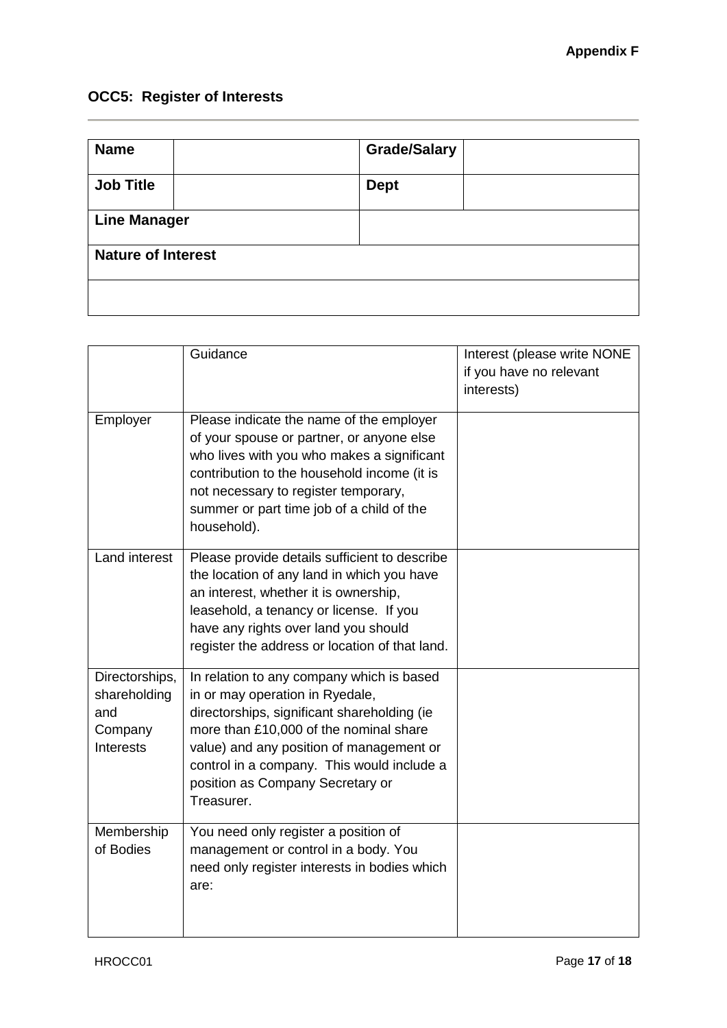**Appendix F**

## OCC5: Register of Interests

| | | | |
|---|---|---|---|
| **Name** | | **Grade/Salary** | |
| **Job Title** | | **Dept** | |
| **Line Manager** | | | |
| **Nature of Interest** | | | |
| | | | |

| | Guidance | Interest (please write NONE if you have no relevant interests) |
|---|---|---|
| Employer | Please indicate the name of the employer of your spouse or partner, or anyone else who lives with you who makes a significant contribution to the household income (it is not necessary to register temporary, summer or part time job of a child of the household). | |
| Land interest | Please provide details sufficient to describe the location of any land in which you have an interest, whether it is ownership, leasehold, a tenancy or license. If you have any rights over land you should register the address or location of that land. | |
| Directorships, shareholding and Company Interests | In relation to any company which is based in or may operation in Ryedale, directorships, significant shareholding (ie more than £10,000 of the nominal share value) and any position of management or control in a company. This would include a position as Company Secretary or Treasurer. | |
| Membership of Bodies | You need only register a position of management or control in a body. You need only register interests in bodies which are: | |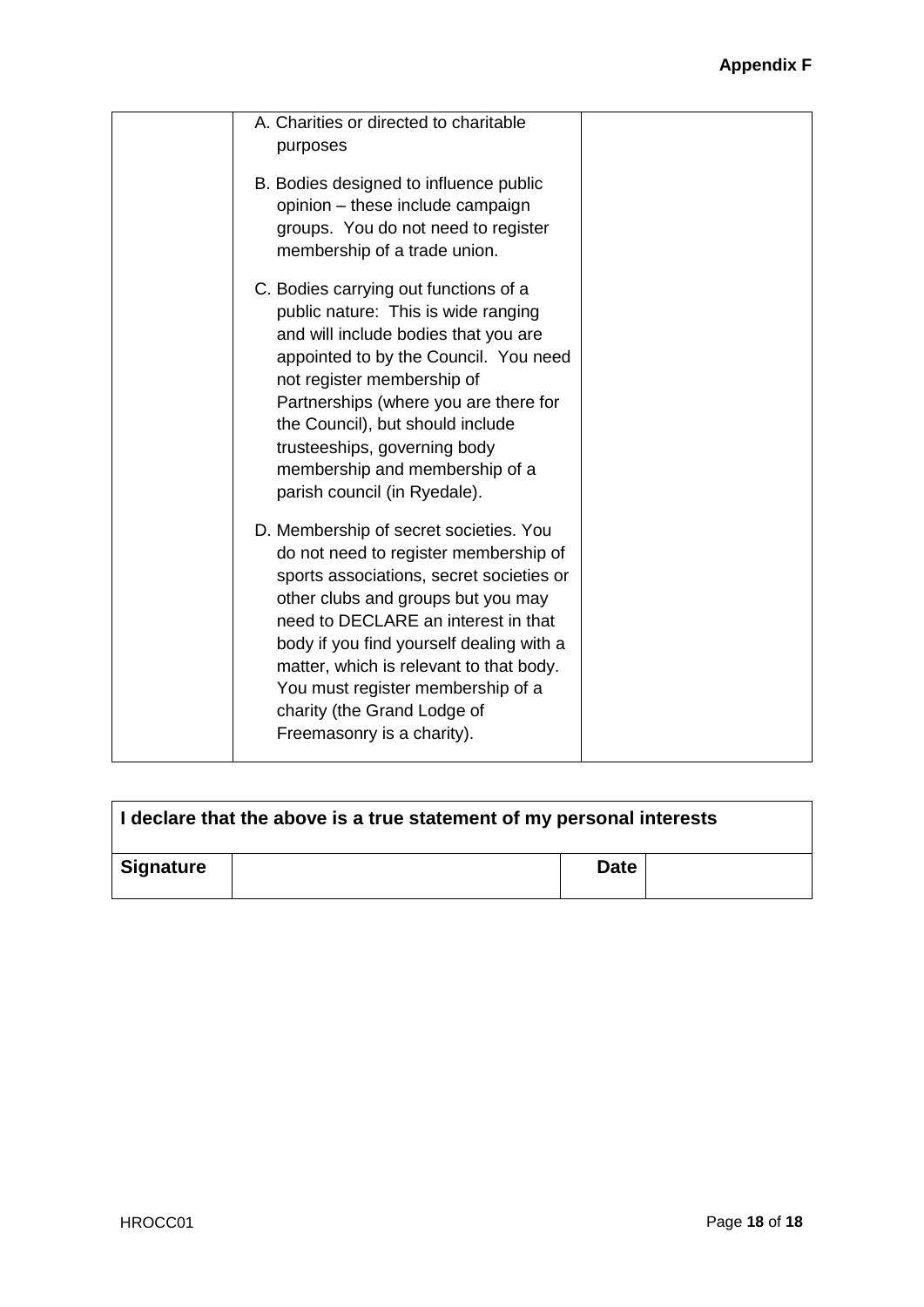**Appendix F**

| | | |
|---|---|---|
| | A. Charities or directed to charitable purposes<br><br>B. Bodies designed to influence public opinion – these include campaign groups. You do not need to register membership of a trade union.<br><br>C. Bodies carrying out functions of a public nature: This is wide ranging and will include bodies that you are appointed to by the Council. You need not register membership of Partnerships (where you are there for the Council), but should include trusteeships, governing body membership and membership of a parish council (in Ryedale).<br><br>D. Membership of secret societies. You do not need to register membership of sports associations, secret societies or other clubs and groups but you may need to DECLARE an interest in that body if you find yourself dealing with a matter, which is relevant to that body. You must register membership of a charity (the Grand Lodge of Freemasonry is a charity). | |

| **I declare that the above is a true statement of my personal interests** | | | |
|---|---|---|---|
| **Signature** | | **Date** | |

HROCC01